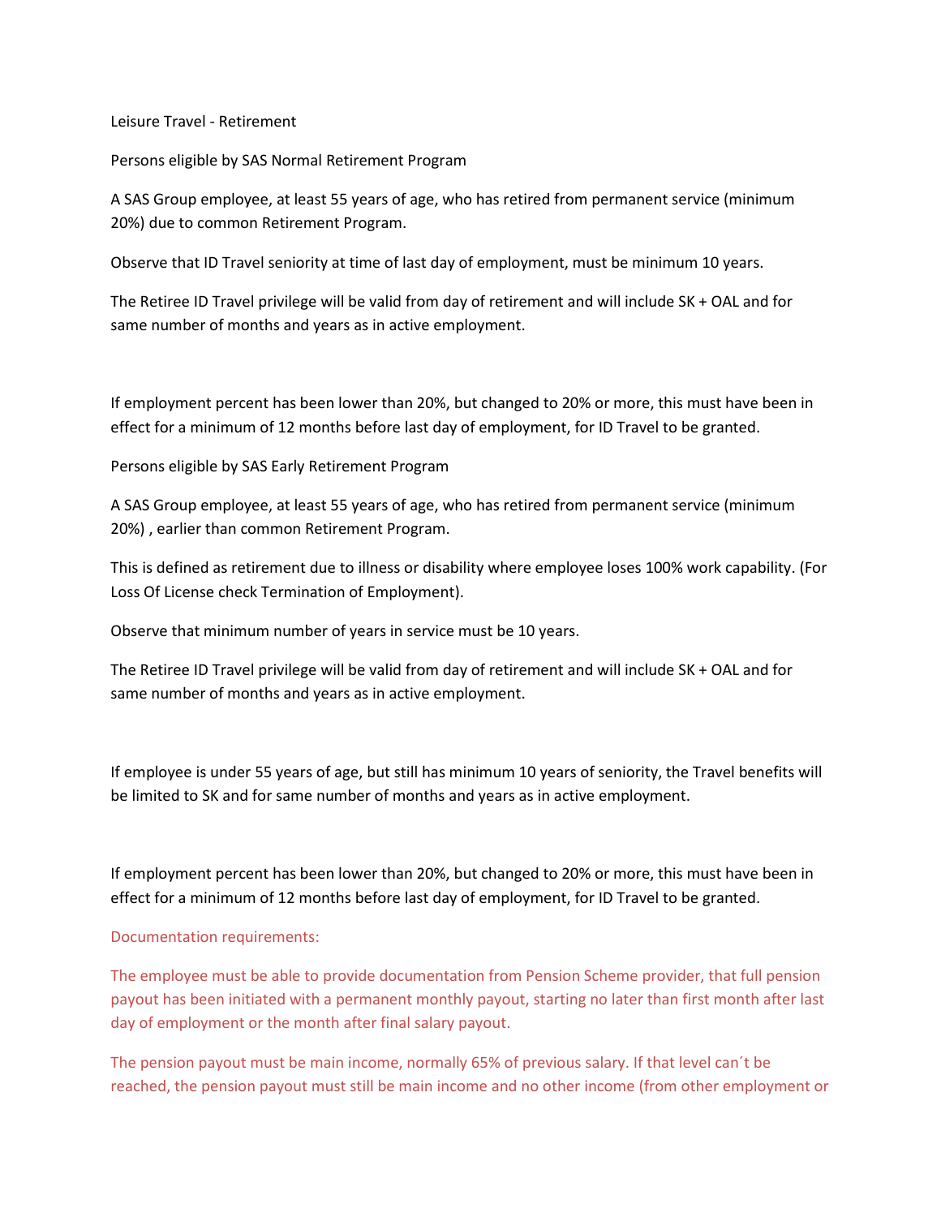Leisure Travel - Retirement

Persons eligible by SAS Normal Retirement Program

A SAS Group employee, at least 55 years of age, who has retired from permanent service (minimum 20%) due to common Retirement Program.

Observe that ID Travel seniority at time of last day of employment, must be minimum 10 years.

The Retiree ID Travel privilege will be valid from day of retirement and will include SK + OAL and for same number of months and years as in active employment.

If employment percent has been lower than 20%, but changed to 20% or more, this must have been in effect for a minimum of 12 months before last day of employment, for ID Travel to be granted.

Persons eligible by SAS Early Retirement Program

A SAS Group employee, at least 55 years of age, who has retired from permanent service (minimum 20%) , earlier than common Retirement Program.

This is defined as retirement due to illness or disability where employee loses 100% work capability. (For Loss Of License check Termination of Employment).

Observe that minimum number of years in service must be 10 years.

The Retiree ID Travel privilege will be valid from day of retirement and will include SK + OAL and for same number of months and years as in active employment.

If employee is under 55 years of age, but still has minimum 10 years of seniority, the Travel benefits will be limited to SK and for same number of months and years as in active employment.

If employment percent has been lower than 20%, but changed to 20% or more, this must have been in effect for a minimum of 12 months before last day of employment, for ID Travel to be granted.

Documentation requirements:

The employee must be able to provide documentation from Pension Scheme provider, that full pension payout has been initiated with a permanent monthly payout, starting no later than first month after last day of employment or the month after final salary payout.

The pension payout must be main income, normally 65% of previous salary. If that level can´t be reached, the pension payout must still be main income and no other income (from other employment or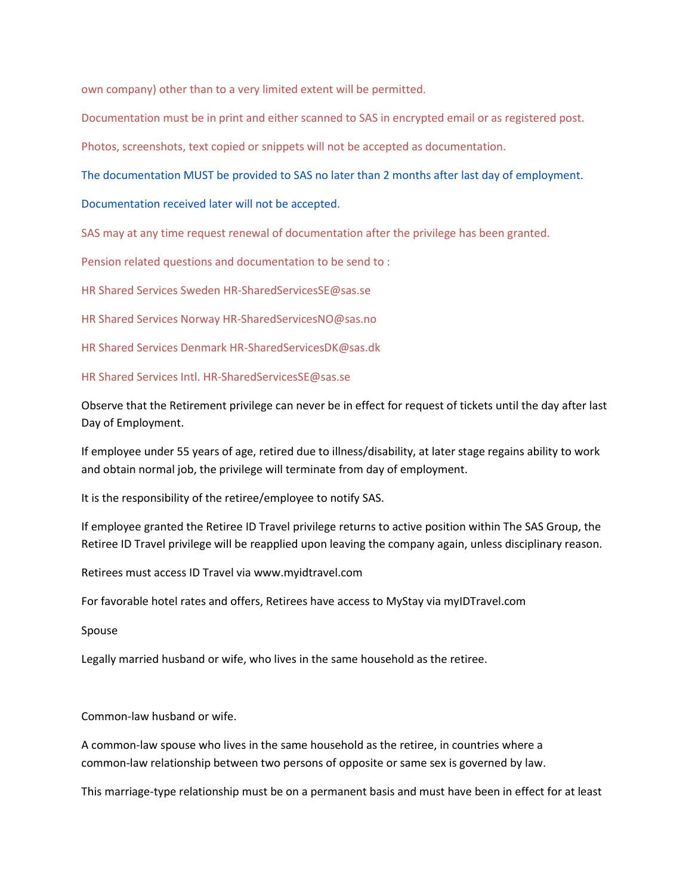own company) other than to a very limited extent will be permitted.

Documentation must be in print and either scanned to SAS in encrypted email or as registered post.

Photos, screenshots, text copied or snippets will not be accepted as documentation.

The documentation MUST be provided to SAS no later than 2 months after last day of employment.

Documentation received later will not be accepted.

SAS may at any time request renewal of documentation after the privilege has been granted.

Pension related questions and documentation to be send to :

HR Shared Services Sweden HR-SharedServicesSE@sas.se

HR Shared Services Norway HR-SharedServicesNO@sas.no

HR Shared Services Denmark HR-SharedServicesDK@sas.dk

HR Shared Services Intl. HR-SharedServicesSE@sas.se

Observe that the Retirement privilege can never be in effect for request of tickets until the day after last Day of Employment.

If employee under 55 years of age, retired due to illness/disability, at later stage regains ability to work and obtain normal job, the privilege will terminate from day of employment.

It is the responsibility of the retiree/employee to notify SAS.

If employee granted the Retiree ID Travel privilege returns to active position within The SAS Group, the Retiree ID Travel privilege will be reapplied upon leaving the company again, unless disciplinary reason.

Retirees must access ID Travel via www.myidtravel.com

For favorable hotel rates and offers, Retirees have access to MyStay via myIDTravel.com

Spouse

Legally married husband or wife, who lives in the same household as the retiree.

Common-law husband or wife.

A common-law spouse who lives in the same household as the retiree, in countries where a common-law relationship between two persons of opposite or same sex is governed by law.

This marriage-type relationship must be on a permanent basis and must have been in effect for at least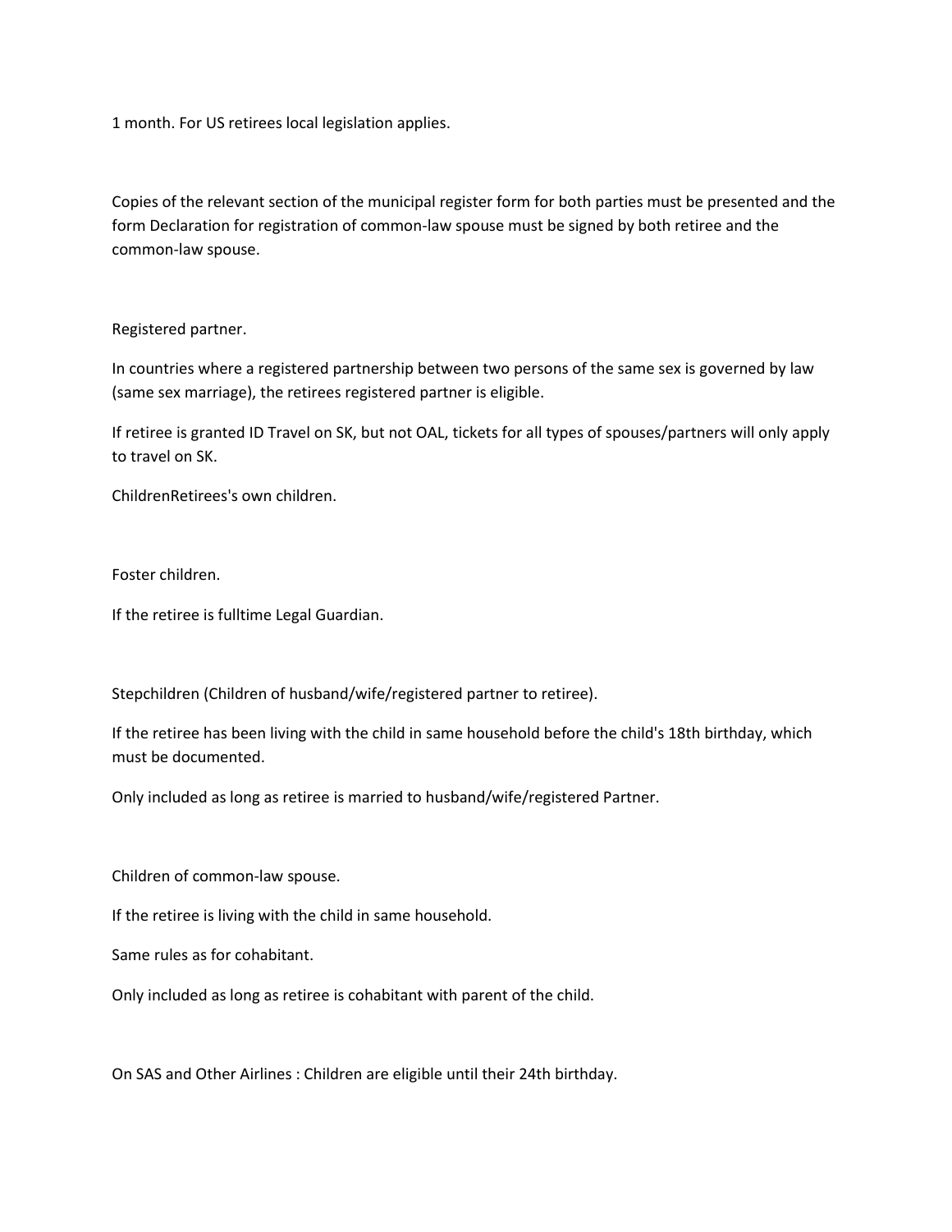1 month. For US retirees local legislation applies.

Copies of the relevant section of the municipal register form for both parties must be presented and the form Declaration for registration of common-law spouse must be signed by both retiree and the common-law spouse.

Registered partner.

In countries where a registered partnership between two persons of the same sex is governed by law (same sex marriage), the retirees registered partner is eligible.

If retiree is granted ID Travel on SK, but not OAL, tickets for all types of spouses/partners will only apply to travel on SK.

ChildrenRetirees's own children.

Foster children.

If the retiree is fulltime Legal Guardian.

Stepchildren (Children of husband/wife/registered partner to retiree).

If the retiree has been living with the child in same household before the child's 18th birthday, which must be documented.

Only included as long as retiree is married to husband/wife/registered Partner.

Children of common-law spouse.

If the retiree is living with the child in same household.

Same rules as for cohabitant.

Only included as long as retiree is cohabitant with parent of the child.

On SAS and Other Airlines : Children are eligible until their 24th birthday.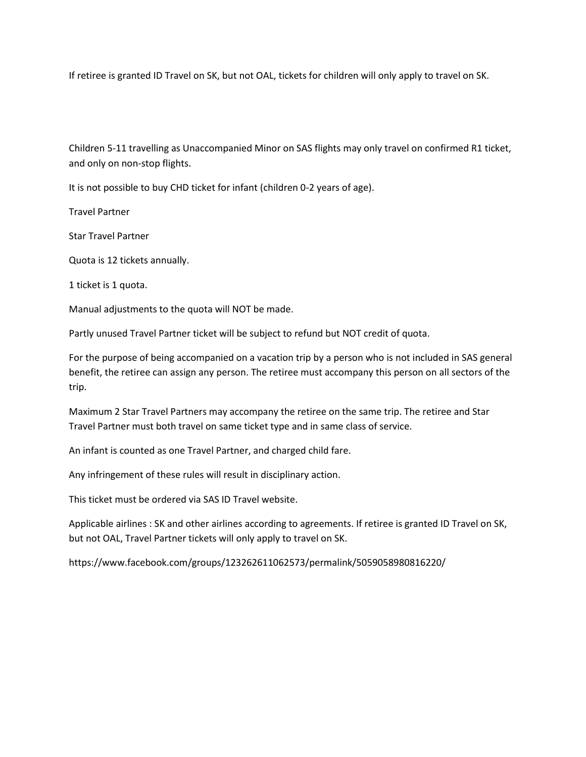If retiree is granted ID Travel on SK, but not OAL, tickets for children will only apply to travel on SK.

Children 5-11 travelling as Unaccompanied Minor on SAS flights may only travel on confirmed R1 ticket, and only on non-stop flights.

It is not possible to buy CHD ticket for infant (children 0-2 years of age).

Travel Partner

Star Travel Partner

Quota is 12 tickets annually.

1 ticket is 1 quota.

Manual adjustments to the quota will NOT be made.

Partly unused Travel Partner ticket will be subject to refund but NOT credit of quota.

For the purpose of being accompanied on a vacation trip by a person who is not included in SAS general benefit, the retiree can assign any person. The retiree must accompany this person on all sectors of the trip.

Maximum 2 Star Travel Partners may accompany the retiree on the same trip. The retiree and Star Travel Partner must both travel on same ticket type and in same class of service.

An infant is counted as one Travel Partner, and charged child fare.

Any infringement of these rules will result in disciplinary action.

This ticket must be ordered via SAS ID Travel website.

Applicable airlines : SK and other airlines according to agreements. If retiree is granted ID Travel on SK, but not OAL, Travel Partner tickets will only apply to travel on SK.

https://www.facebook.com/groups/123262611062573/permalink/5059058980816220/